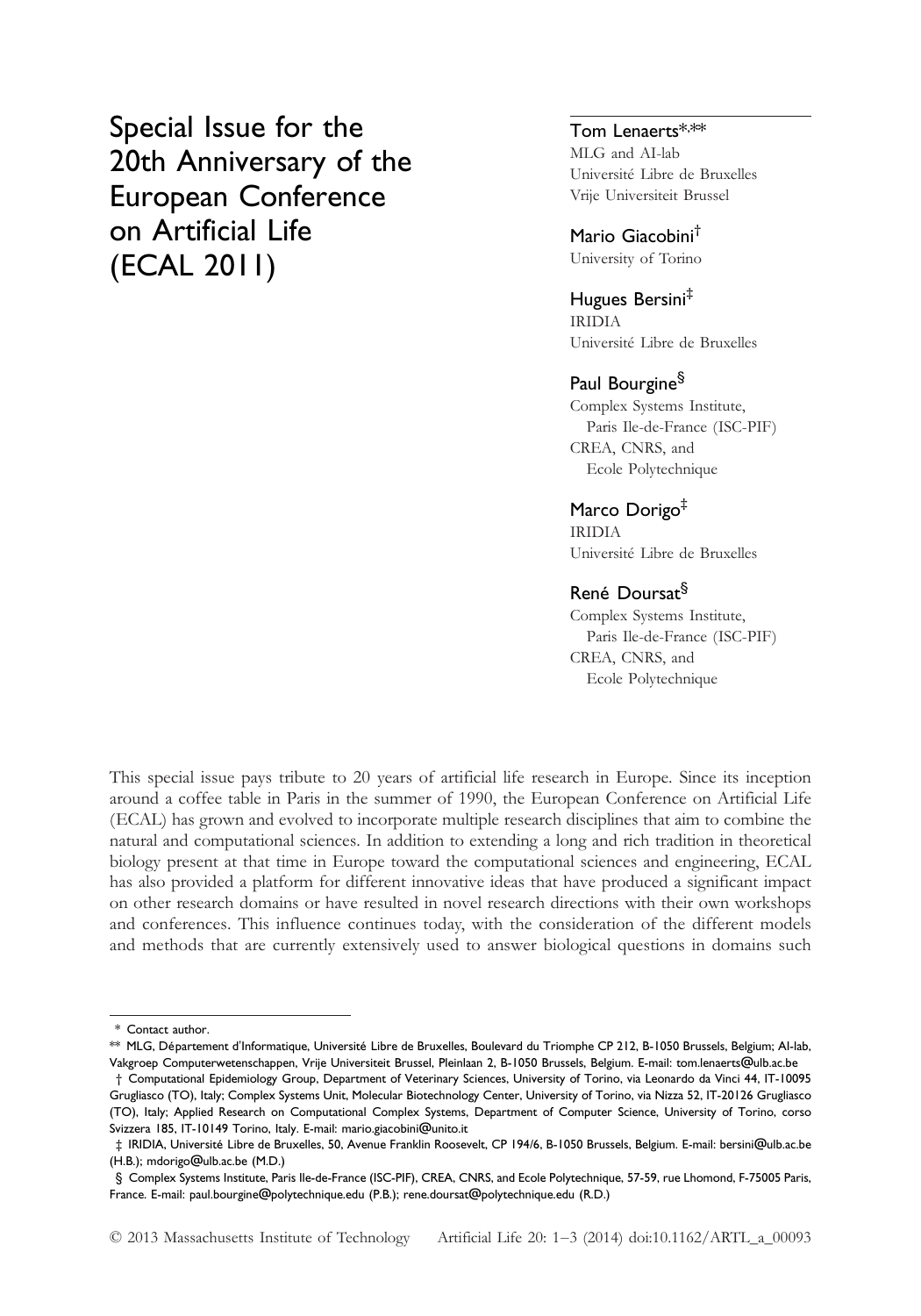# Special Issue for the 20th Anniversary of the European Conference on Artificial Life (ECAL 2011)

**Tom Lenaerts**[*,**]
MLG and AI-lab
Université Libre de Bruxelles
Vrije Universiteit Brussel

**Mario Giacobini**[†]
University of Torino

**Hugues Bersini**[‡]
IRIDIA
Université Libre de Bruxelles

**Paul Bourgine**[§]
Complex Systems Institute,
Paris Ile-de-France (ISC-PIF)
CREA, CNRS, and
Ecole Polytechnique

**Marco Dorigo**[‡]
IRIDIA
Université Libre de Bruxelles

**René Doursat**[§]
Complex Systems Institute,
Paris Ile-de-France (ISC-PIF)
CREA, CNRS, and
Ecole Polytechnique

This special issue pays tribute to 20 years of artificial life research in Europe. Since its inception around a coffee table in Paris in the summer of 1990, the European Conference on Artificial Life (ECAL) has grown and evolved to incorporate multiple research disciplines that aim to combine the natural and computational sciences. In addition to extending a long and rich tradition in theoretical biology present at that time in Europe toward the computational sciences and engineering, ECAL has also provided a platform for different innovative ideas that have produced a significant impact on other research domains or have resulted in novel research directions with their own workshops and conferences. This influence continues today, with the consideration of the different models and methods that are currently extensively used to answer biological questions in domains such

---

\* Contact author.

\*\* MLG, Département d'Informatique, Université Libre de Bruxelles, Boulevard du Triomphe CP 212, B-1050 Brussels, Belgium; AI-lab, Vakgroep Computerwetenschappen, Vrije Universiteit Brussel, Pleinlaan 2, B-1050 Brussels, Belgium. E-mail: tom.lenaerts@ulb.ac.be

† Computational Epidemiology Group, Department of Veterinary Sciences, University of Torino, via Leonardo da Vinci 44, IT-10095 Grugliasco (TO), Italy; Complex Systems Unit, Molecular Biotechnology Center, University of Torino, via Nizza 52, IT-20126 Grugliasco (TO), Italy; Applied Research on Computational Complex Systems, Department of Computer Science, University of Torino, corso Svizzera 185, IT-10149 Torino, Italy. E-mail: mario.giacobini@unito.it

‡ IRIDIA, Université Libre de Bruxelles, 50, Avenue Franklin Roosevelt, CP 194/6, B-1050 Brussels, Belgium. E-mail: bersini@ulb.ac.be (H.B.); mdorigo@ulb.ac.be (M.D.)

§ Complex Systems Institute, Paris Ile-de-France (ISC-PIF), CREA, CNRS, and Ecole Polytechnique, 57-59, rue Lhomond, F-75005 Paris, France. E-mail: paul.bourgine@polytechnique.edu (P.B.); rene.doursat@polytechnique.edu (R.D.)

© 2013 Massachusetts Institute of Technology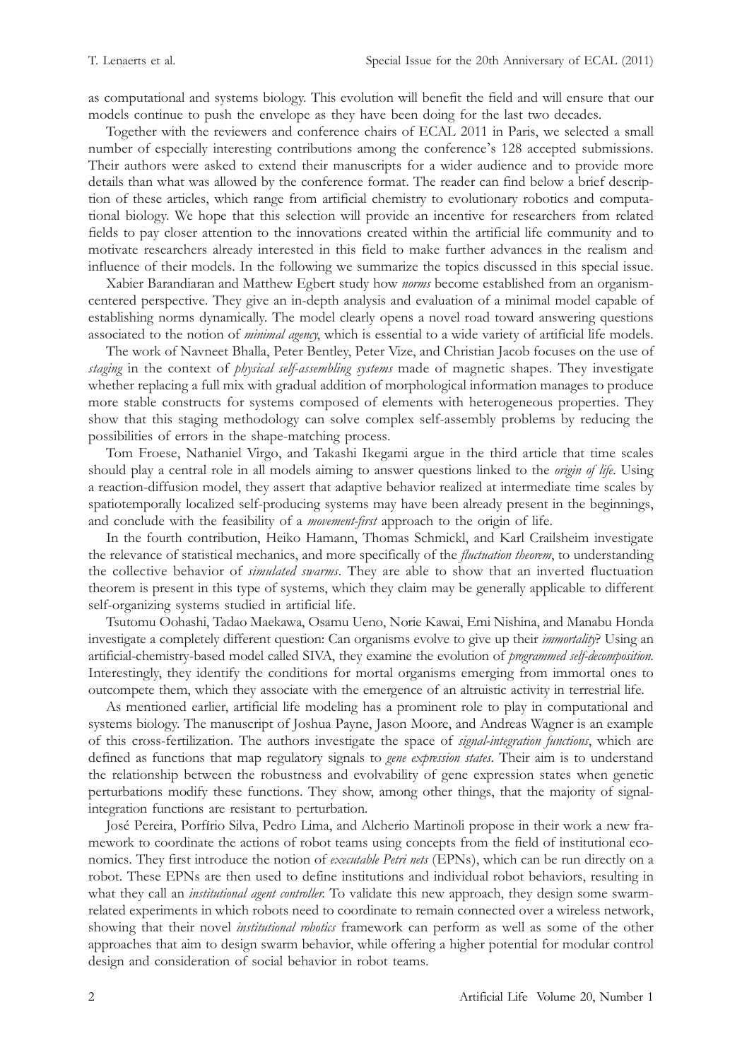as computational and systems biology. This evolution will benefit the field and will ensure that our models continue to push the envelope as they have been doing for the last two decades.

Together with the reviewers and conference chairs of ECAL 2011 in Paris, we selected a small number of especially interesting contributions among the conference's 128 accepted submissions. Their authors were asked to extend their manuscripts for a wider audience and to provide more details than what was allowed by the conference format. The reader can find below a brief description of these articles, which range from artificial chemistry to evolutionary robotics and computational biology. We hope that this selection will provide an incentive for researchers from related fields to pay closer attention to the innovations created within the artificial life community and to motivate researchers already interested in this field to make further advances in the realism and influence of their models. In the following we summarize the topics discussed in this special issue.

Xabier Barandiaran and Matthew Egbert study how *norms* become established from an organism-centered perspective. They give an in-depth analysis and evaluation of a minimal model capable of establishing norms dynamically. The model clearly opens a novel road toward answering questions associated to the notion of *minimal agency*, which is essential to a wide variety of artificial life models.

The work of Navneet Bhalla, Peter Bentley, Peter Vize, and Christian Jacob focuses on the use of *staging* in the context of *physical self-assembling systems* made of magnetic shapes. They investigate whether replacing a full mix with gradual addition of morphological information manages to produce more stable constructs for systems composed of elements with heterogeneous properties. They show that this staging methodology can solve complex self-assembly problems by reducing the possibilities of errors in the shape-matching process.

Tom Froese, Nathaniel Virgo, and Takashi Ikegami argue in the third article that time scales should play a central role in all models aiming to answer questions linked to the *origin of life*. Using a reaction-diffusion model, they assert that adaptive behavior realized at intermediate time scales by spatiotemporally localized self-producing systems may have been already present in the beginnings, and conclude with the feasibility of a *movement-first* approach to the origin of life.

In the fourth contribution, Heiko Hamann, Thomas Schmickl, and Karl Crailsheim investigate the relevance of statistical mechanics, and more specifically of the *fluctuation theorem*, to understanding the collective behavior of *simulated swarms*. They are able to show that an inverted fluctuation theorem is present in this type of systems, which they claim may be generally applicable to different self-organizing systems studied in artificial life.

Tsutomu Oohashi, Tadao Maekawa, Osamu Ueno, Norie Kawai, Emi Nishina, and Manabu Honda investigate a completely different question: Can organisms evolve to give up their *immortality*? Using an artificial-chemistry-based model called SIVA, they examine the evolution of *programmed self-decomposition*. Interestingly, they identify the conditions for mortal organisms emerging from immortal ones to outcompete them, which they associate with the emergence of an altruistic activity in terrestrial life.

As mentioned earlier, artificial life modeling has a prominent role to play in computational and systems biology. The manuscript of Joshua Payne, Jason Moore, and Andreas Wagner is an example of this cross-fertilization. The authors investigate the space of *signal-integration functions*, which are defined as functions that map regulatory signals to *gene expression states*. Their aim is to understand the relationship between the robustness and evolvability of gene expression states when genetic perturbations modify these functions. They show, among other things, that the majority of signal-integration functions are resistant to perturbation.

José Pereira, Porfírio Silva, Pedro Lima, and Alcherio Martinoli propose in their work a new framework to coordinate the actions of robot teams using concepts from the field of institutional economics. They first introduce the notion of *executable Petri nets* (EPNs), which can be run directly on a robot. These EPNs are then used to define institutions and individual robot behaviors, resulting in what they call an *institutional agent controller*. To validate this new approach, they design some swarm-related experiments in which robots need to coordinate to remain connected over a wireless network, showing that their novel *institutional robotics* framework can perform as well as some of the other approaches that aim to design swarm behavior, while offering a higher potential for modular control design and consideration of social behavior in robot teams.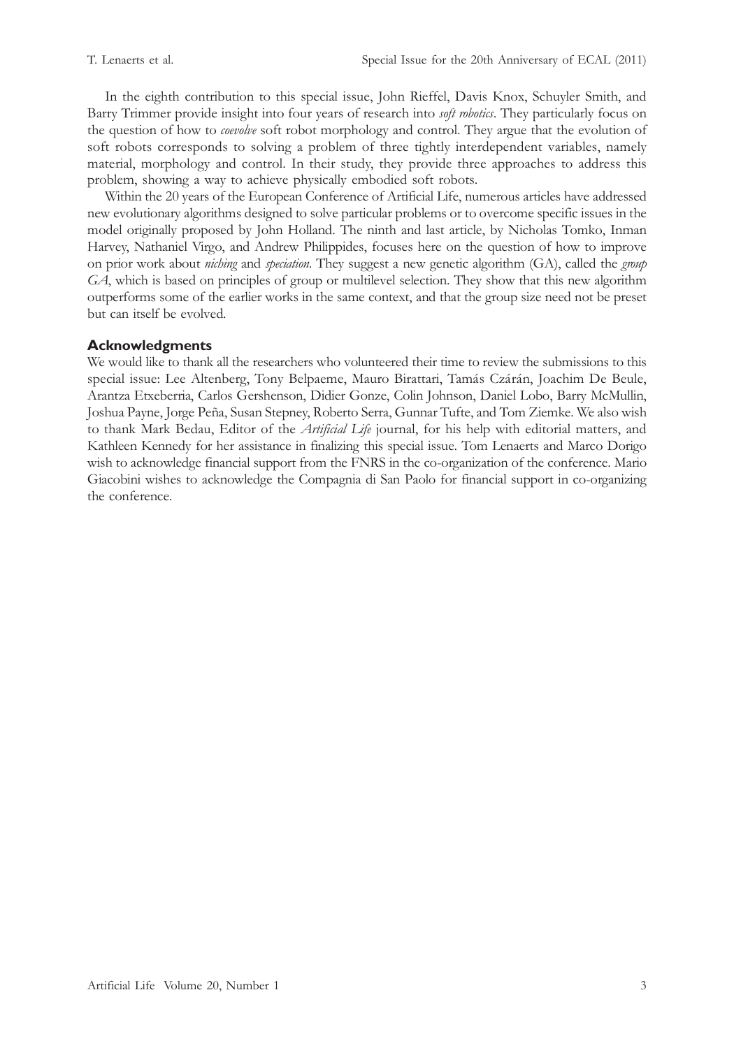In the eighth contribution to this special issue, John Rieffel, Davis Knox, Schuyler Smith, and Barry Trimmer provide insight into four years of research into *soft robotics*. They particularly focus on the question of how to *coevolve* soft robot morphology and control. They argue that the evolution of soft robots corresponds to solving a problem of three tightly interdependent variables, namely material, morphology and control. In their study, they provide three approaches to address this problem, showing a way to achieve physically embodied soft robots.

Within the 20 years of the European Conference of Artificial Life, numerous articles have addressed new evolutionary algorithms designed to solve particular problems or to overcome specific issues in the model originally proposed by John Holland. The ninth and last article, by Nicholas Tomko, Inman Harvey, Nathaniel Virgo, and Andrew Philippides, focuses here on the question of how to improve on prior work about *niching* and *speciation*. They suggest a new genetic algorithm (GA), called the *group GA*, which is based on principles of group or multilevel selection. They show that this new algorithm outperforms some of the earlier works in the same context, and that the group size need not be preset but can itself be evolved.

## Acknowledgments

We would like to thank all the researchers who volunteered their time to review the submissions to this special issue: Lee Altenberg, Tony Belpaeme, Mauro Birattari, Tamás Czárán, Joachim De Beule, Arantza Etxeberria, Carlos Gershenson, Didier Gonze, Colin Johnson, Daniel Lobo, Barry McMullin, Joshua Payne, Jorge Peña, Susan Stepney, Roberto Serra, Gunnar Tufte, and Tom Ziemke. We also wish to thank Mark Bedau, Editor of the *Artificial Life* journal, for his help with editorial matters, and Kathleen Kennedy for her assistance in finalizing this special issue. Tom Lenaerts and Marco Dorigo wish to acknowledge financial support from the FNRS in the co-organization of the conference. Mario Giacobini wishes to acknowledge the Compagnia di San Paolo for financial support in co-organizing the conference.